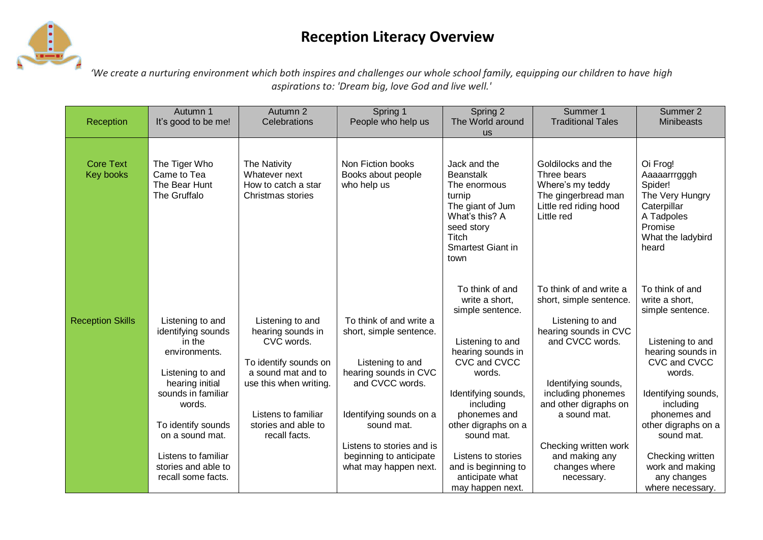# Reception Literacy Overview

*'We create a nurturing environment which both inspires and challenges our whole school family, equipping our children to have high aspirations to: 'Dream big, love God and live well.'*

| Reception | Autumn 1<br>It's good to be me! | Autumn 2<br>Celebrations | Spring 1<br>People who help us | Spring 2<br>The World around us | Summer 1<br>Traditional Tales | Summer 2<br>Minibeasts |
|---|---|---|---|---|---|---|
| Core Text<br>Key books | The Tiger Who Came to Tea<br>The Bear Hunt<br>The Gruffalo | The Nativity<br>Whatever next<br>How to catch a star<br>Christmas stories | Non Fiction books<br>Books about people who help us | Jack and the Beanstalk<br>The enormous turnip<br>The giant of Jum<br>What's this? A seed story<br>Titch<br>Smartest Giant in town | Goldilocks and the Three bears<br>Where's my teddy<br>The gingerbread man<br>Little red riding hood<br>Little red | Oi Frog!<br>Aaaaarrrgggh Spider!<br>The Very Hungry Caterpillar<br>A Tadpoles Promise<br>What the ladybird heard |
| Reception Skills | Listening to and identifying sounds in the environments.<br><br>Listening to and hearing initial sounds in familiar words.<br><br>To identify sounds on a sound mat.<br><br>Listens to familiar stories and able to recall some facts. | Listening to and hearing sounds in CVC words.<br><br>To identify sounds on a sound mat and to use this when writing.<br><br>Listens to familiar stories and able to recall facts. | To think of and write a short, simple sentence.<br><br>Listening to and hearing sounds in CVC and CVCC words.<br><br>Identifying sounds on a sound mat.<br><br>Listens to stories and is beginning to anticipate what may happen next. | To think of and write a short, simple sentence.<br><br>Listening to and hearing sounds in CVC and CVCC words.<br><br>Identifying sounds, including phonemes and other digraphs on a sound mat.<br><br>Listens to stories and is beginning to anticipate what may happen next. | To think of and write a short, simple sentence.<br><br>Listening to and hearing sounds in CVC and CVCC words.<br><br>Identifying sounds, including phonemes and other digraphs on a sound mat.<br><br>Checking written work and making any changes where necessary. | To think of and write a short, simple sentence.<br><br>Listening to and hearing sounds in CVC and CVCC words.<br><br>Identifying sounds, including phonemes and other digraphs on a sound mat.<br><br>Checking written work and making any changes where necessary. |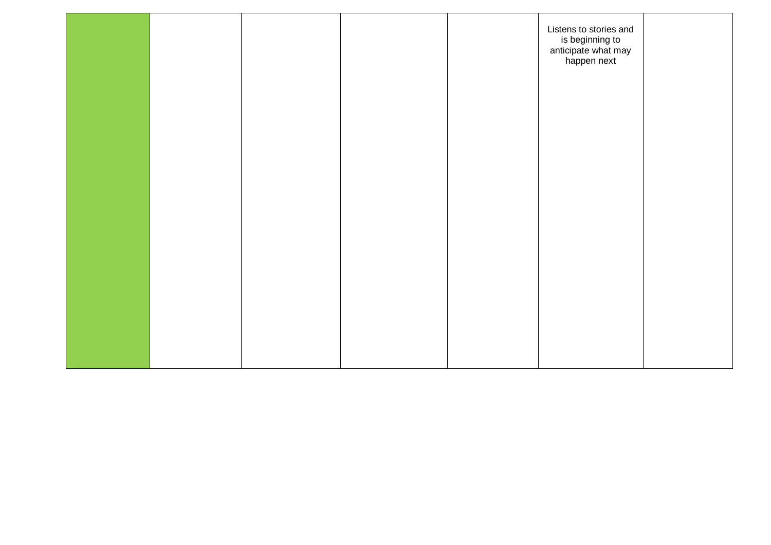| | | | | | | |
|---|---|---|---|---|---|---|
| | | | | | Listens to stories and is beginning to anticipate what may happen next | |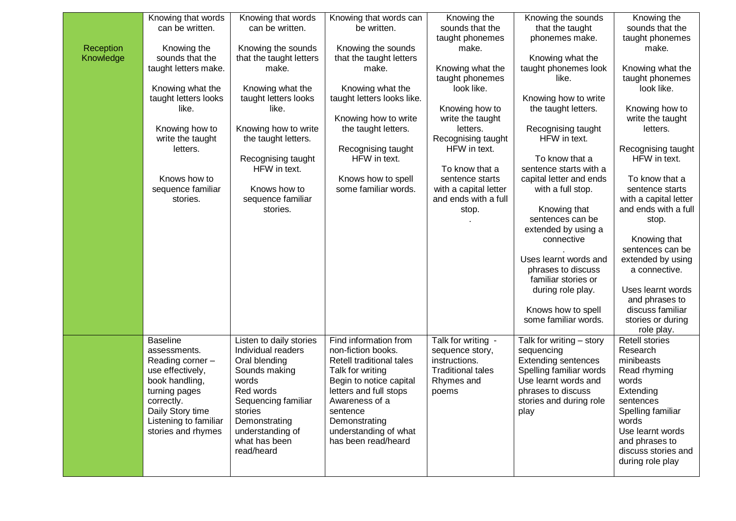| | | | | | | |
|---|---|---|---|---|---|---|
| Reception Knowledge | Knowing that words can be written.<br><br>Knowing the sounds that the taught letters make.<br><br>Knowing what the taught letters looks like.<br><br>Knowing how to write the taught letters.<br><br>Knows how to sequence familiar stories. | Knowing that words can be written.<br><br>Knowing the sounds that the taught letters make.<br><br>Knowing what the taught letters looks like.<br><br>Knowing how to write the taught letters.<br><br>Recognising taught HFW in text.<br><br>Knows how to sequence familiar stories. | Knowing that words can be written.<br><br>Knowing the sounds that the taught letters make.<br><br>Knowing what the taught letters looks like.<br><br>Knowing how to write the taught letters.<br><br>Recognising taught HFW in text.<br><br>Knows how to spell some familiar words. | Knowing the sounds that the taught phonemes make.<br><br>Knowing what the taught phonemes look like.<br><br>Knowing how to write the taught letters.<br>Recognising taught HFW in text.<br><br>To know that a sentence starts with a capital letter and ends with a full stop.<br>. | Knowing the sounds that the taught phonemes make.<br><br>Knowing what the taught phonemes look like.<br><br>Knowing how to write the taught letters.<br><br>Recognising taught HFW in text.<br><br>To know that a sentence starts with a capital letter and ends with a full stop.<br><br>Knowing that sentences can be extended by using a connective<br>.<br>Uses learnt words and phrases to discuss familiar stories or during role play.<br><br>Knows how to spell some familiar words. | Knowing the sounds that the taught phonemes make.<br><br>Knowing what the taught phonemes look like.<br><br>Knowing how to write the taught letters.<br><br>Recognising taught HFW in text.<br><br>To know that a sentence starts with a capital letter and ends with a full stop.<br><br>Knowing that sentences can be extended by using a connective.<br><br>Uses learnt words and phrases to discuss familiar stories or during role play. |
| | Baseline assessments.<br>Reading corner – use effectively, book handling, turning pages correctly.<br>Daily Story time<br>Listening to familiar stories and rhymes | Listen to daily stories<br>Individual readers<br>Oral blending<br>Sounds making words<br>Red words<br>Sequencing familiar stories<br>Demonstrating understanding of what has been read/heard | Find information from non-fiction books.<br>Retell traditional tales<br>Talk for writing<br>Begin to notice capital letters and full stops<br>Awareness of a sentence<br>Demonstrating understanding of what has been read/heard | Talk for writing - sequence story, instructions.<br>Traditional tales<br>Rhymes and poems | Talk for writing – story sequencing<br>Extending sentences<br>Spelling familiar words<br>Use learnt words and phrases to discuss stories and during role play | Retell stories<br>Research minibeasts<br>Read rhyming words<br>Extending sentences<br>Spelling familiar words<br>Use learnt words and phrases to discuss stories and during role play |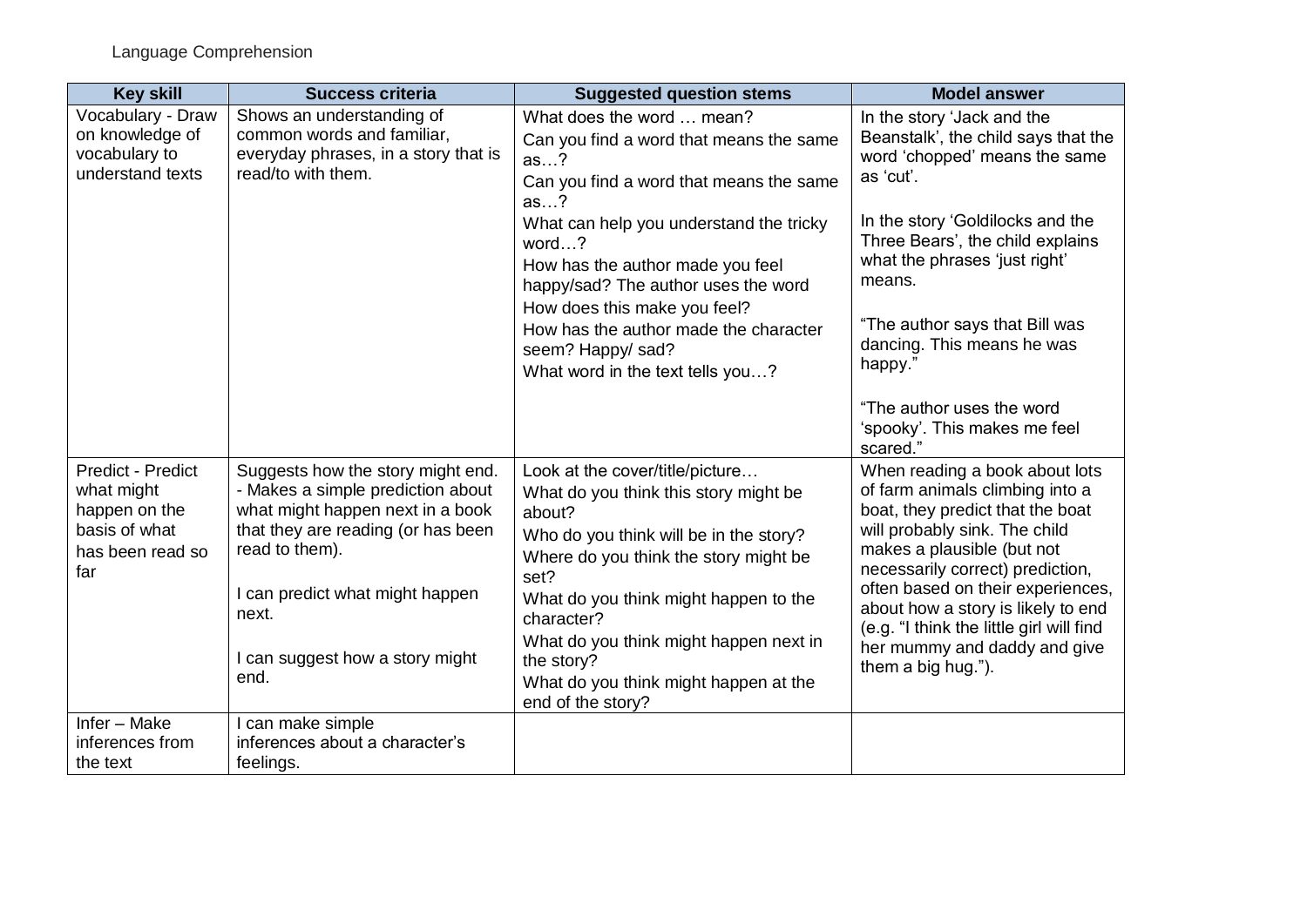Language Comprehension

| Key skill | Success criteria | Suggested question stems | Model answer |
|---|---|---|---|
| Vocabulary - Draw on knowledge of vocabulary to understand texts | Shows an understanding of common words and familiar, everyday phrases, in a story that is read/to with them. | What does the word … mean?<br>Can you find a word that means the same as…?<br>Can you find a word that means the same as…?<br>What can help you understand the tricky word…?<br>How has the author made you feel happy/sad? The author uses the word How does this make you feel?<br>How has the author made the character seem? Happy/ sad?<br>What word in the text tells you…? | In the story 'Jack and the Beanstalk', the child says that the word 'chopped' means the same as 'cut'.<br><br>In the story 'Goldilocks and the Three Bears', the child explains what the phrases 'just right' means.<br><br>"The author says that Bill was dancing. This means he was happy."<br><br>"The author uses the word 'spooky'. This makes me feel scared." |
| Predict - Predict what might happen on the basis of what has been read so far | Suggests how the story might end.<br>- Makes a simple prediction about what might happen next in a book that they are reading (or has been read to them).<br><br>I can predict what might happen next.<br><br>I can suggest how a story might end. | Look at the cover/title/picture…<br>What do you think this story might be about?<br>Who do you think will be in the story?<br>Where do you think the story might be set?<br>What do you think might happen to the character?<br>What do you think might happen next in the story?<br>What do you think might happen at the end of the story? | When reading a book about lots of farm animals climbing into a boat, they predict that the boat will probably sink. The child makes a plausible (but not necessarily correct) prediction, often based on their experiences, about how a story is likely to end (e.g. "I think the little girl will find her mummy and daddy and give them a big hug."). |
| Infer – Make inferences from the text | I can make simple inferences about a character's feelings. | | |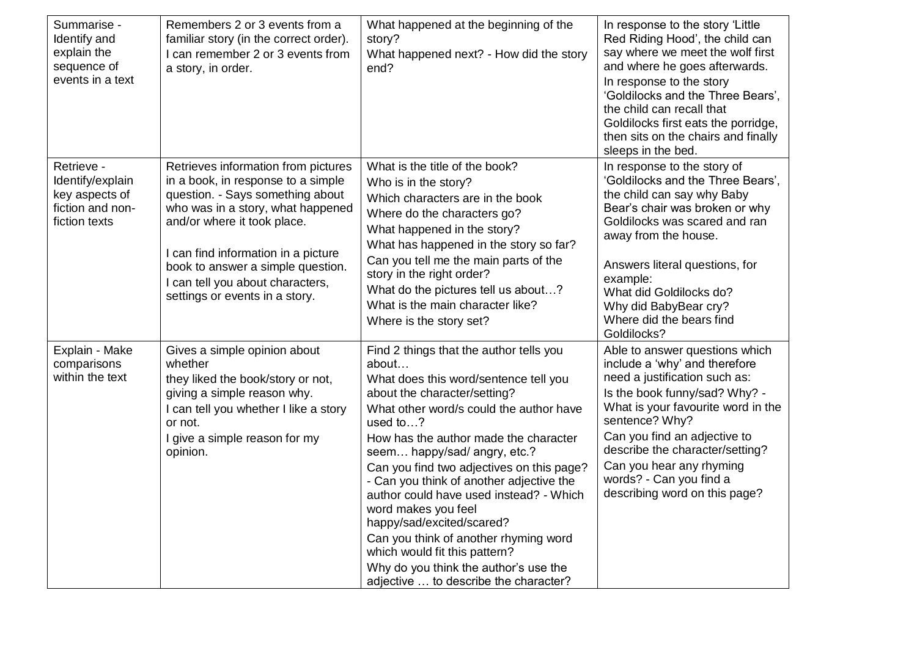| | | | |
|---|---|---|---|
| Summarise - Identify and explain the sequence of events in a text | Remembers 2 or 3 events from a familiar story (in the correct order).<br>I can remember 2 or 3 events from a story, in order. | What happened at the beginning of the story?<br>What happened next? - How did the story end? | In response to the story 'Little Red Riding Hood', the child can say where we meet the wolf first and where he goes afterwards.<br>In response to the story 'Goldilocks and the Three Bears', the child can recall that Goldilocks first eats the porridge, then sits on the chairs and finally sleeps in the bed. |
| Retrieve - Identify/explain key aspects of fiction and non-fiction texts | Retrieves information from pictures in a book, in response to a simple question. - Says something about who was in a story, what happened and/or where it took place.<br><br>I can find information in a picture book to answer a simple question.<br>I can tell you about characters, settings or events in a story. | What is the title of the book?<br>Who is in the story?<br>Which characters are in the book<br>Where do the characters go?<br>What happened in the story?<br>What has happened in the story so far?<br>Can you tell me the main parts of the story in the right order?<br>What do the pictures tell us about…?<br>What is the main character like?<br>Where is the story set? | In response to the story of 'Goldilocks and the Three Bears', the child can say why Baby Bear's chair was broken or why Goldilocks was scared and ran away from the house.<br><br>Answers literal questions, for example:<br>What did Goldilocks do?<br>Why did BabyBear cry?<br>Where did the bears find Goldilocks? |
| Explain - Make comparisons within the text | Gives a simple opinion about whether they liked the book/story or not, giving a simple reason why.<br>I can tell you whether I like a story or not.<br>I give a simple reason for my opinion. | Find 2 things that the author tells you about…<br>What does this word/sentence tell you about the character/setting?<br>What other word/s could the author have used to…?<br>How has the author made the character seem… happy/sad/ angry, etc.?<br>Can you find two adjectives on this page? - Can you think of another adjective the author could have used instead? - Which word makes you feel happy/sad/excited/scared?<br>Can you think of another rhyming word which would fit this pattern?<br>Why do you think the author's use the adjective … to describe the character? | Able to answer questions which include a 'why' and therefore need a justification such as:<br>Is the book funny/sad? Why? - What is your favourite word in the sentence? Why?<br>Can you find an adjective to describe the character/setting?<br>Can you hear any rhyming words? - Can you find a describing word on this page? |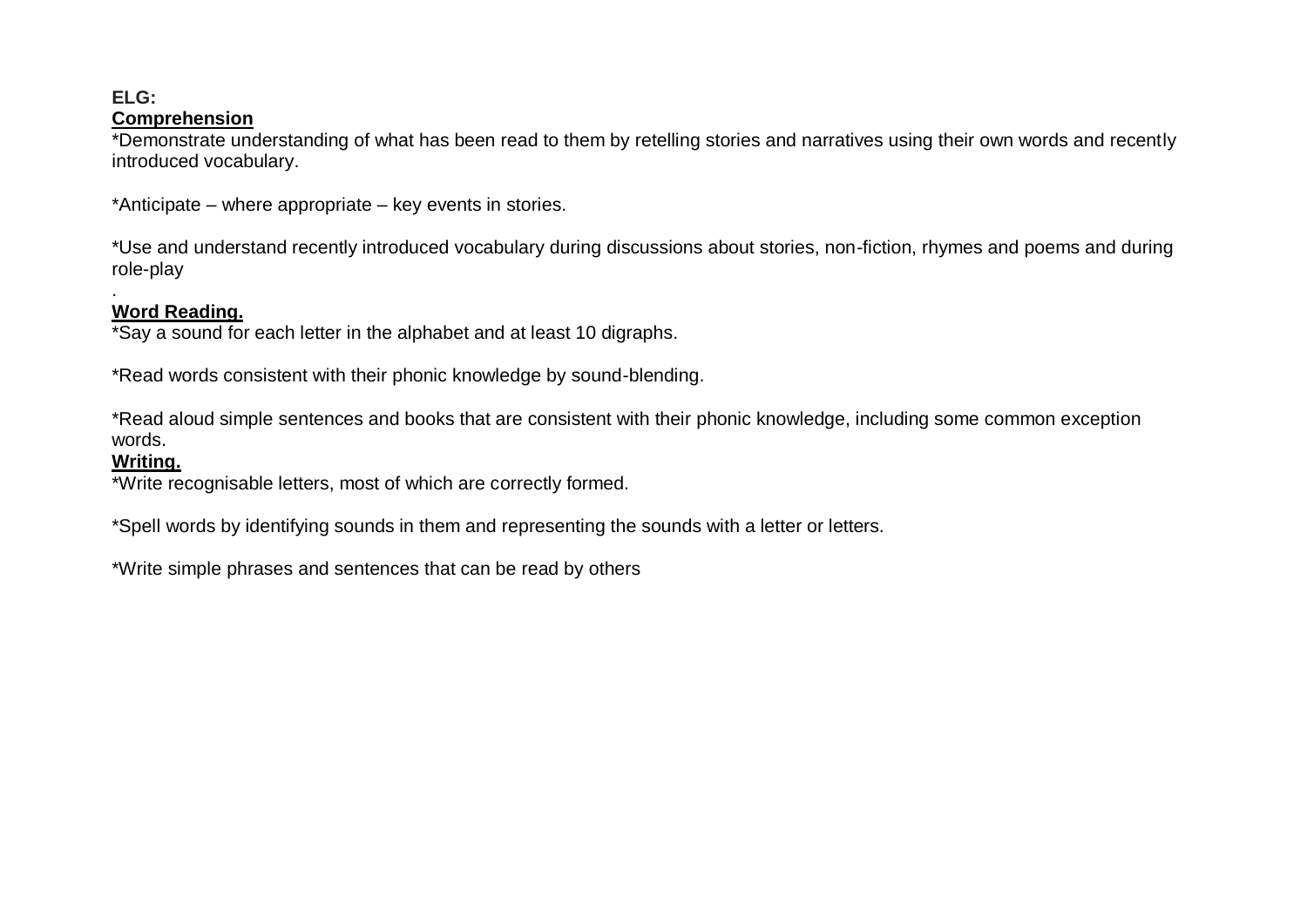**ELG:**

**<u>Comprehension</u>**

*Demonstrate understanding of what has been read to them by retelling stories and narratives using their own words and recently introduced vocabulary.

*Anticipate – where appropriate – key events in stories.

*Use and understand recently introduced vocabulary during discussions about stories, non-fiction, rhymes and poems and during role-play

.

**<u>Word Reading.</u>**

*Say a sound for each letter in the alphabet and at least 10 digraphs.

*Read words consistent with their phonic knowledge by sound-blending.

*Read aloud simple sentences and books that are consistent with their phonic knowledge, including some common exception words.

**<u>Writing.</u>**

*Write recognisable letters, most of which are correctly formed.

*Spell words by identifying sounds in them and representing the sounds with a letter or letters.

*Write simple phrases and sentences that can be read by others